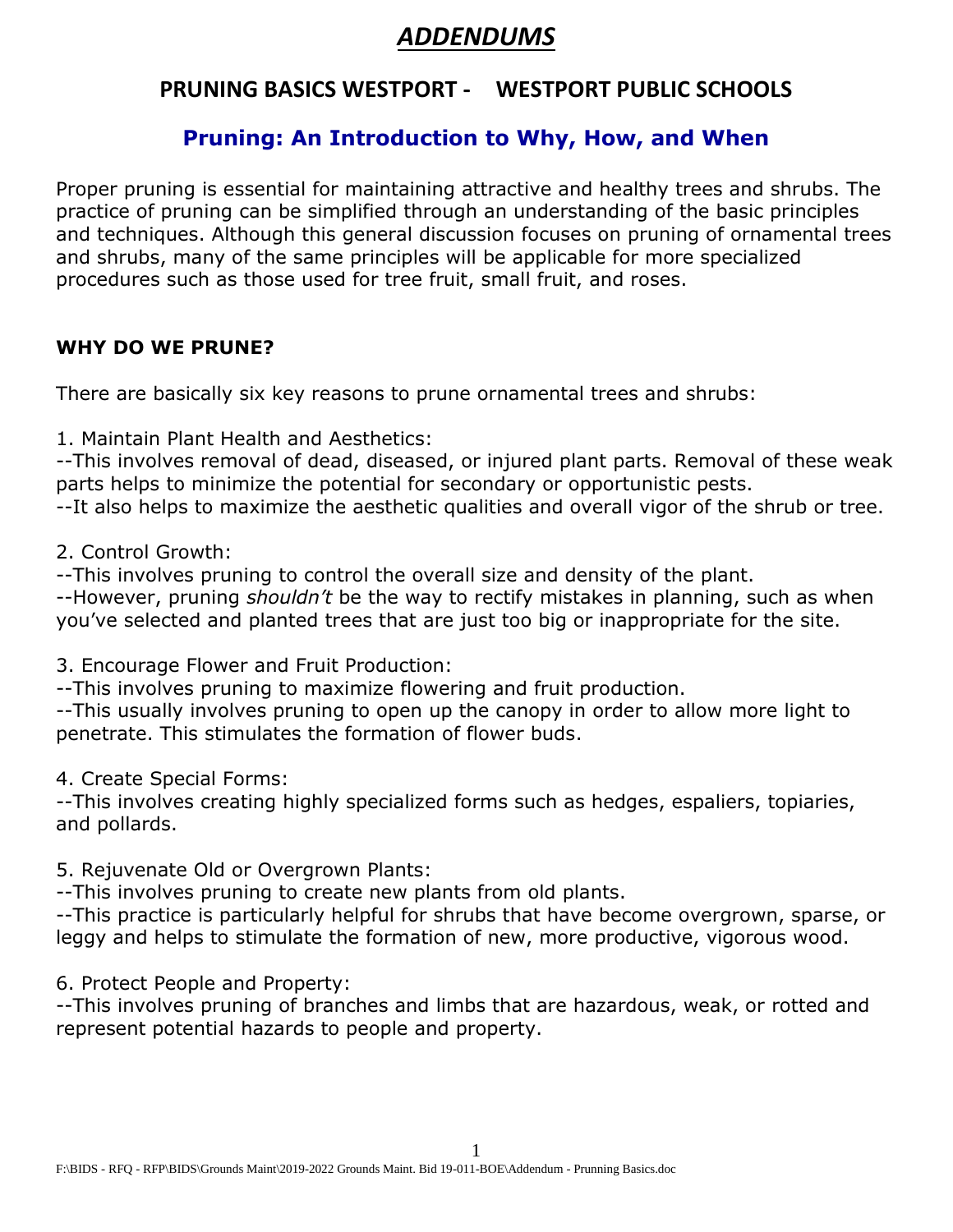# *ADDENDUMS*

## PRUNING BASICS WESTPORT - WESTPORT PUBLIC SCHOOLS

## Pruning: An Introduction to Why, How, and When

Proper pruning is essential for maintaining attractive and healthy trees and shrubs. The practice of pruning can be simplified through an understanding of the basic principles and techniques. Although this general discussion focuses on pruning of ornamental trees and shrubs, many of the same principles will be applicable for more specialized procedures such as those used for tree fruit, small fruit, and roses.

### WHY DO WE PRUNE?

There are basically six key reasons to prune ornamental trees and shrubs:

1. Maintain Plant Health and Aesthetics:
--This involves removal of dead, diseased, or injured plant parts. Removal of these weak parts helps to minimize the potential for secondary or opportunistic pests.
--It also helps to maximize the aesthetic qualities and overall vigor of the shrub or tree.

2. Control Growth:
--This involves pruning to control the overall size and density of the plant.
--However, pruning *shouldn't* be the way to rectify mistakes in planning, such as when you've selected and planted trees that are just too big or inappropriate for the site.

3. Encourage Flower and Fruit Production:
--This involves pruning to maximize flowering and fruit production.
--This usually involves pruning to open up the canopy in order to allow more light to penetrate. This stimulates the formation of flower buds.

4. Create Special Forms:
--This involves creating highly specialized forms such as hedges, espaliers, topiaries, and pollards.

5. Rejuvenate Old or Overgrown Plants:
--This involves pruning to create new plants from old plants.
--This practice is particularly helpful for shrubs that have become overgrown, sparse, or leggy and helps to stimulate the formation of new, more productive, vigorous wood.

6. Protect People and Property:
--This involves pruning of branches and limbs that are hazardous, weak, or rotted and represent potential hazards to people and property.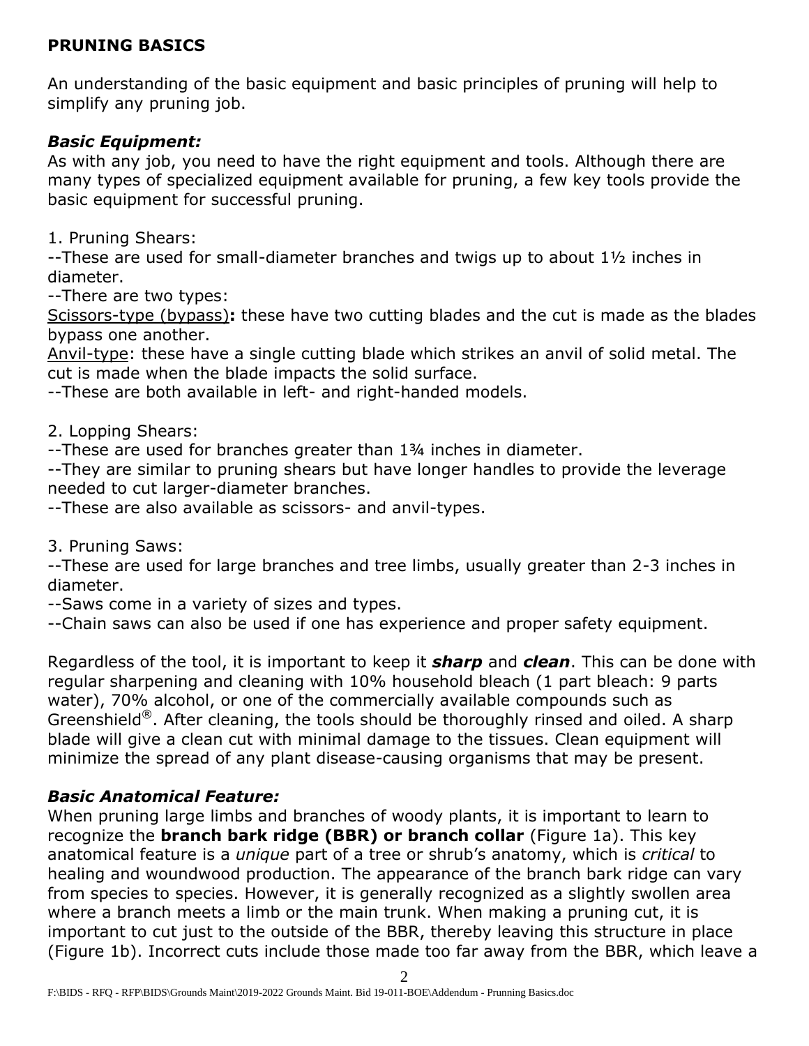## PRUNING BASICS

An understanding of the basic equipment and basic principles of pruning will help to simplify any pruning job.

### *Basic Equipment:*

As with any job, you need to have the right equipment and tools. Although there are many types of specialized equipment available for pruning, a few key tools provide the basic equipment for successful pruning.

1. Pruning Shears:

--These are used for small-diameter branches and twigs up to about 1½ inches in diameter.

--There are two types:

Scissors-type (bypass)**:** these have two cutting blades and the cut is made as the blades bypass one another.

Anvil-type: these have a single cutting blade which strikes an anvil of solid metal. The cut is made when the blade impacts the solid surface.

--These are both available in left- and right-handed models.

2. Lopping Shears:

--These are used for branches greater than 1¾ inches in diameter.

--They are similar to pruning shears but have longer handles to provide the leverage needed to cut larger-diameter branches.

--These are also available as scissors- and anvil-types.

3. Pruning Saws:

--These are used for large branches and tree limbs, usually greater than 2-3 inches in diameter.

--Saws come in a variety of sizes and types.

--Chain saws can also be used if one has experience and proper safety equipment.

Regardless of the tool, it is important to keep it ***sharp*** and ***clean***. This can be done with regular sharpening and cleaning with 10% household bleach (1 part bleach: 9 parts water), 70% alcohol, or one of the commercially available compounds such as Greenshield®. After cleaning, the tools should be thoroughly rinsed and oiled. A sharp blade will give a clean cut with minimal damage to the tissues. Clean equipment will minimize the spread of any plant disease-causing organisms that may be present.

### *Basic Anatomical Feature:*

When pruning large limbs and branches of woody plants, it is important to learn to recognize the **branch bark ridge (BBR) or branch collar** (Figure 1a). This key anatomical feature is a *unique* part of a tree or shrub's anatomy, which is *critical* to healing and woundwood production. The appearance of the branch bark ridge can vary from species to species. However, it is generally recognized as a slightly swollen area where a branch meets a limb or the main trunk. When making a pruning cut, it is important to cut just to the outside of the BBR, thereby leaving this structure in place (Figure 1b). Incorrect cuts include those made too far away from the BBR, which leave a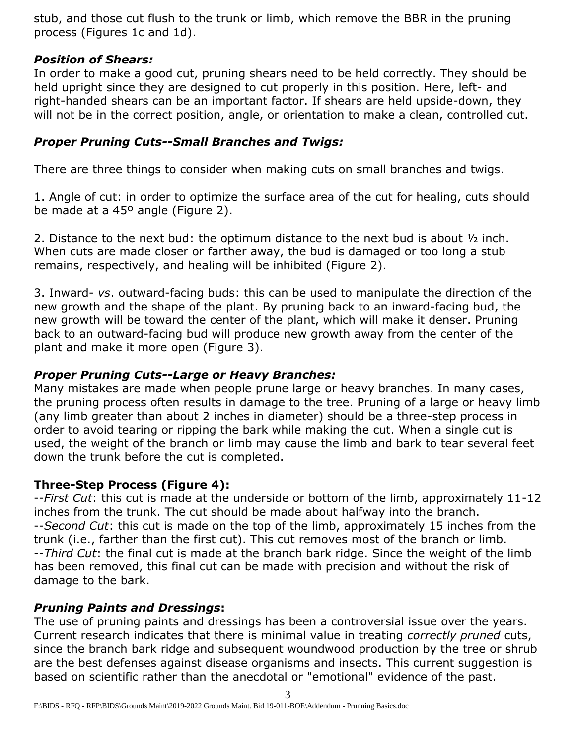stub, and those cut flush to the trunk or limb, which remove the BBR in the pruning process (Figures 1c and 1d).

### *Position of Shears:*

In order to make a good cut, pruning shears need to be held correctly. They should be held upright since they are designed to cut properly in this position. Here, left- and right-handed shears can be an important factor. If shears are held upside-down, they will not be in the correct position, angle, or orientation to make a clean, controlled cut.

### *Proper Pruning Cuts--Small Branches and Twigs:*

There are three things to consider when making cuts on small branches and twigs.

1. Angle of cut: in order to optimize the surface area of the cut for healing, cuts should be made at a 45º angle (Figure 2).

2. Distance to the next bud: the optimum distance to the next bud is about ½ inch. When cuts are made closer or farther away, the bud is damaged or too long a stub remains, respectively, and healing will be inhibited (Figure 2).

3. Inward- *vs*. outward-facing buds: this can be used to manipulate the direction of the new growth and the shape of the plant. By pruning back to an inward-facing bud, the new growth will be toward the center of the plant, which will make it denser. Pruning back to an outward-facing bud will produce new growth away from the center of the plant and make it more open (Figure 3).

### *Proper Pruning Cuts--Large or Heavy Branches:*

Many mistakes are made when people prune large or heavy branches. In many cases, the pruning process often results in damage to the tree. Pruning of a large or heavy limb (any limb greater than about 2 inches in diameter) should be a three-step process in order to avoid tearing or ripping the bark while making the cut. When a single cut is used, the weight of the branch or limb may cause the limb and bark to tear several feet down the trunk before the cut is completed.

### **Three-Step Process (Figure 4):**

--*First Cut*: this cut is made at the underside or bottom of the limb, approximately 11-12 inches from the trunk. The cut should be made about halfway into the branch.
--*Second Cut*: this cut is made on the top of the limb, approximately 15 inches from the trunk (i.e., farther than the first cut). This cut removes most of the branch or limb.
--*Third Cut*: the final cut is made at the branch bark ridge. Since the weight of the limb has been removed, this final cut can be made with precision and without the risk of damage to the bark.

### ***Pruning Paints and Dressings*:**

The use of pruning paints and dressings has been a controversial issue over the years. Current research indicates that there is minimal value in treating *correctly pruned* cuts, since the branch bark ridge and subsequent woundwood production by the tree or shrub are the best defenses against disease organisms and insects. This current suggestion is based on scientific rather than the anecdotal or "emotional" evidence of the past.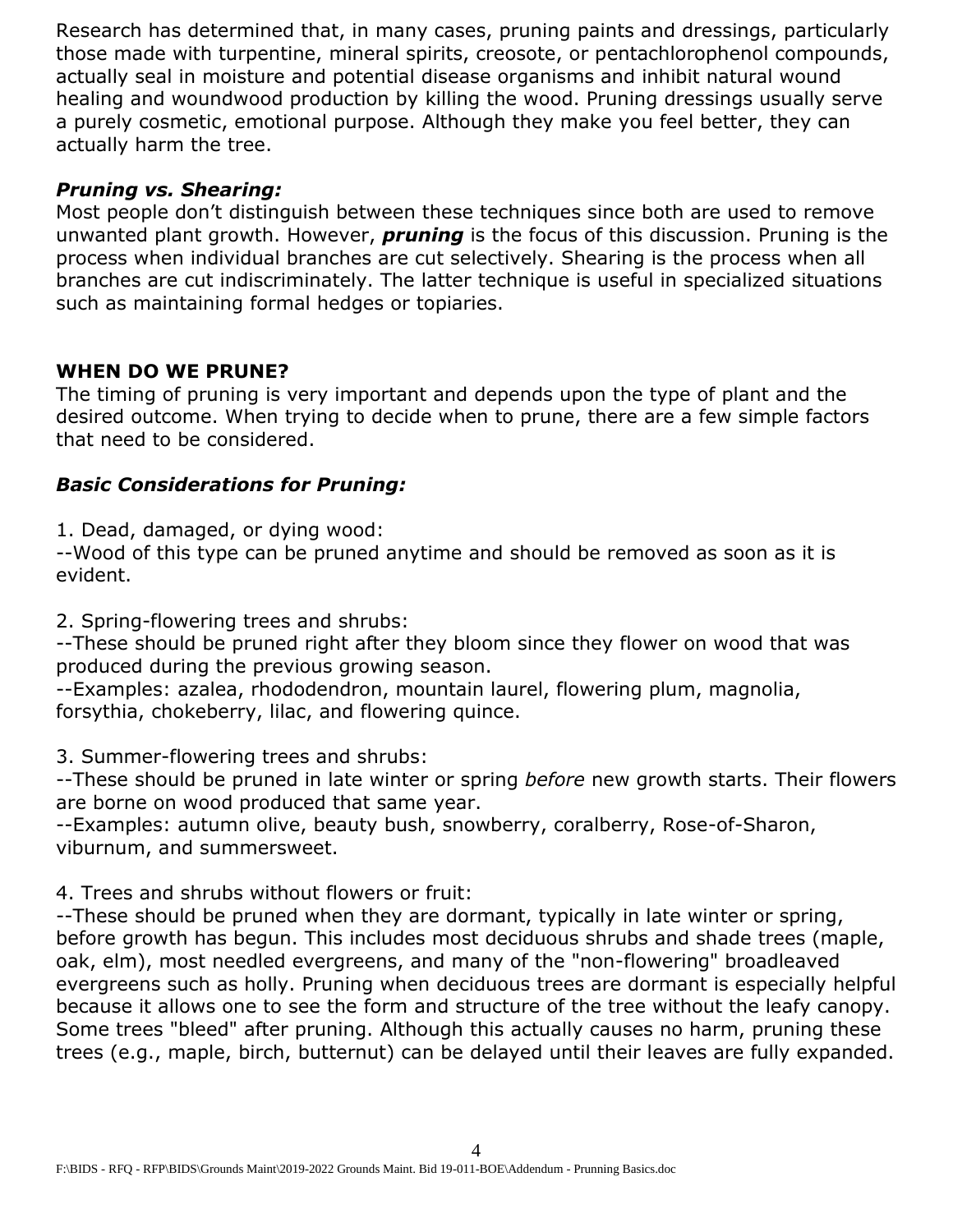Research has determined that, in many cases, pruning paints and dressings, particularly those made with turpentine, mineral spirits, creosote, or pentachlorophenol compounds, actually seal in moisture and potential disease organisms and inhibit natural wound healing and woundwood production by killing the wood. Pruning dressings usually serve a purely cosmetic, emotional purpose. Although they make you feel better, they can actually harm the tree.

### *Pruning vs. Shearing:*

Most people don't distinguish between these techniques since both are used to remove unwanted plant growth. However, ***pruning*** is the focus of this discussion. Pruning is the process when individual branches are cut selectively. Shearing is the process when all branches are cut indiscriminately. The latter technique is useful in specialized situations such as maintaining formal hedges or topiaries.

## WHEN DO WE PRUNE?

The timing of pruning is very important and depends upon the type of plant and the desired outcome. When trying to decide when to prune, there are a few simple factors that need to be considered.

### *Basic Considerations for Pruning:*

1. Dead, damaged, or dying wood:
--Wood of this type can be pruned anytime and should be removed as soon as it is evident.

2. Spring-flowering trees and shrubs:
--These should be pruned right after they bloom since they flower on wood that was produced during the previous growing season.
--Examples: azalea, rhododendron, mountain laurel, flowering plum, magnolia, forsythia, chokeberry, lilac, and flowering quince.

3. Summer-flowering trees and shrubs:
--These should be pruned in late winter or spring *before* new growth starts. Their flowers are borne on wood produced that same year.
--Examples: autumn olive, beauty bush, snowberry, coralberry, Rose-of-Sharon, viburnum, and summersweet.

4. Trees and shrubs without flowers or fruit:
--These should be pruned when they are dormant, typically in late winter or spring, before growth has begun. This includes most deciduous shrubs and shade trees (maple, oak, elm), most needled evergreens, and many of the "non-flowering" broadleaved evergreens such as holly. Pruning when deciduous trees are dormant is especially helpful because it allows one to see the form and structure of the tree without the leafy canopy. Some trees "bleed" after pruning. Although this actually causes no harm, pruning these trees (e.g., maple, birch, butternut) can be delayed until their leaves are fully expanded.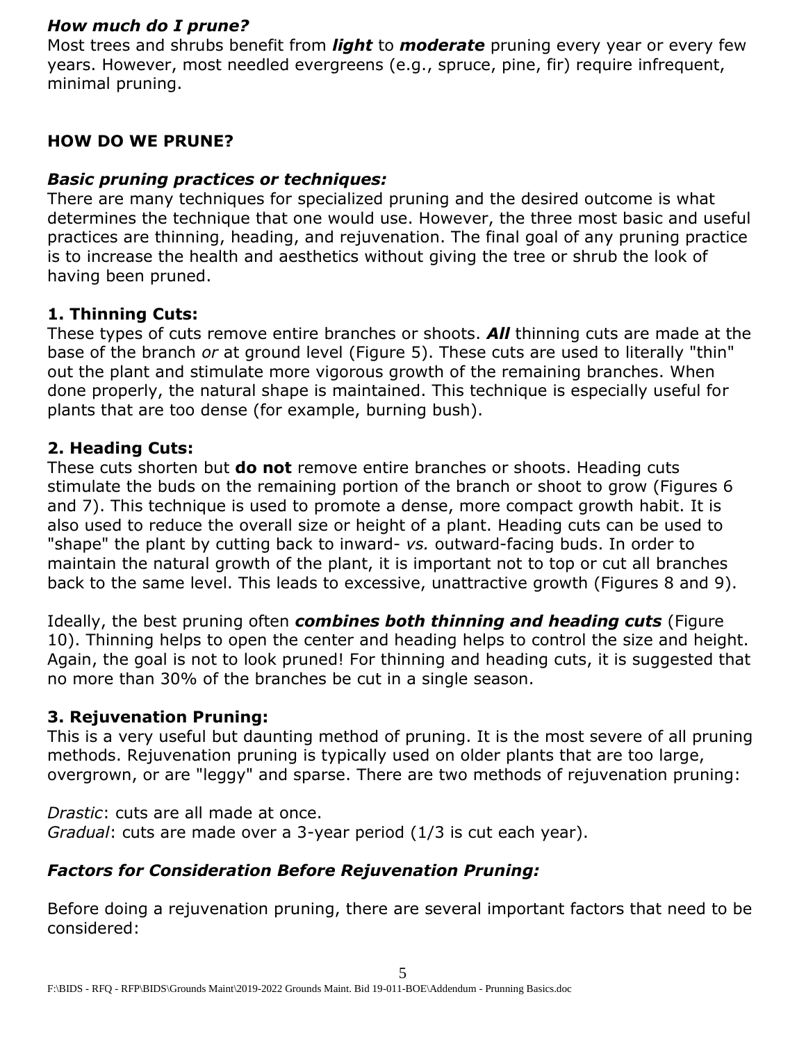### *How much do I prune?*

Most trees and shrubs benefit from ***light*** to ***moderate*** pruning every year or every few years. However, most needled evergreens (e.g., spruce, pine, fir) require infrequent, minimal pruning.

## HOW DO WE PRUNE?

### *Basic pruning practices or techniques:*

There are many techniques for specialized pruning and the desired outcome is what determines the technique that one would use. However, the three most basic and useful practices are thinning, heading, and rejuvenation. The final goal of any pruning practice is to increase the health and aesthetics without giving the tree or shrub the look of having been pruned.

### 1. Thinning Cuts:

These types of cuts remove entire branches or shoots. ***All*** thinning cuts are made at the base of the branch *or* at ground level (Figure 5). These cuts are used to literally "thin" out the plant and stimulate more vigorous growth of the remaining branches. When done properly, the natural shape is maintained. This technique is especially useful for plants that are too dense (for example, burning bush).

### 2. Heading Cuts:

These cuts shorten but **do not** remove entire branches or shoots. Heading cuts stimulate the buds on the remaining portion of the branch or shoot to grow (Figures 6 and 7). This technique is used to promote a dense, more compact growth habit. It is also used to reduce the overall size or height of a plant. Heading cuts can be used to "shape" the plant by cutting back to inward- *vs.* outward-facing buds. In order to maintain the natural growth of the plant, it is important not to top or cut all branches back to the same level. This leads to excessive, unattractive growth (Figures 8 and 9).

Ideally, the best pruning often ***combines both thinning and heading cuts*** (Figure 10). Thinning helps to open the center and heading helps to control the size and height. Again, the goal is not to look pruned! For thinning and heading cuts, it is suggested that no more than 30% of the branches be cut in a single season.

### 3. Rejuvenation Pruning:

This is a very useful but daunting method of pruning. It is the most severe of all pruning methods. Rejuvenation pruning is typically used on older plants that are too large, overgrown, or are "leggy" and sparse. There are two methods of rejuvenation pruning:

*Drastic*: cuts are all made at once.
*Gradual*: cuts are made over a 3-year period (1/3 is cut each year).

### *Factors for Consideration Before Rejuvenation Pruning:*

Before doing a rejuvenation pruning, there are several important factors that need to be considered: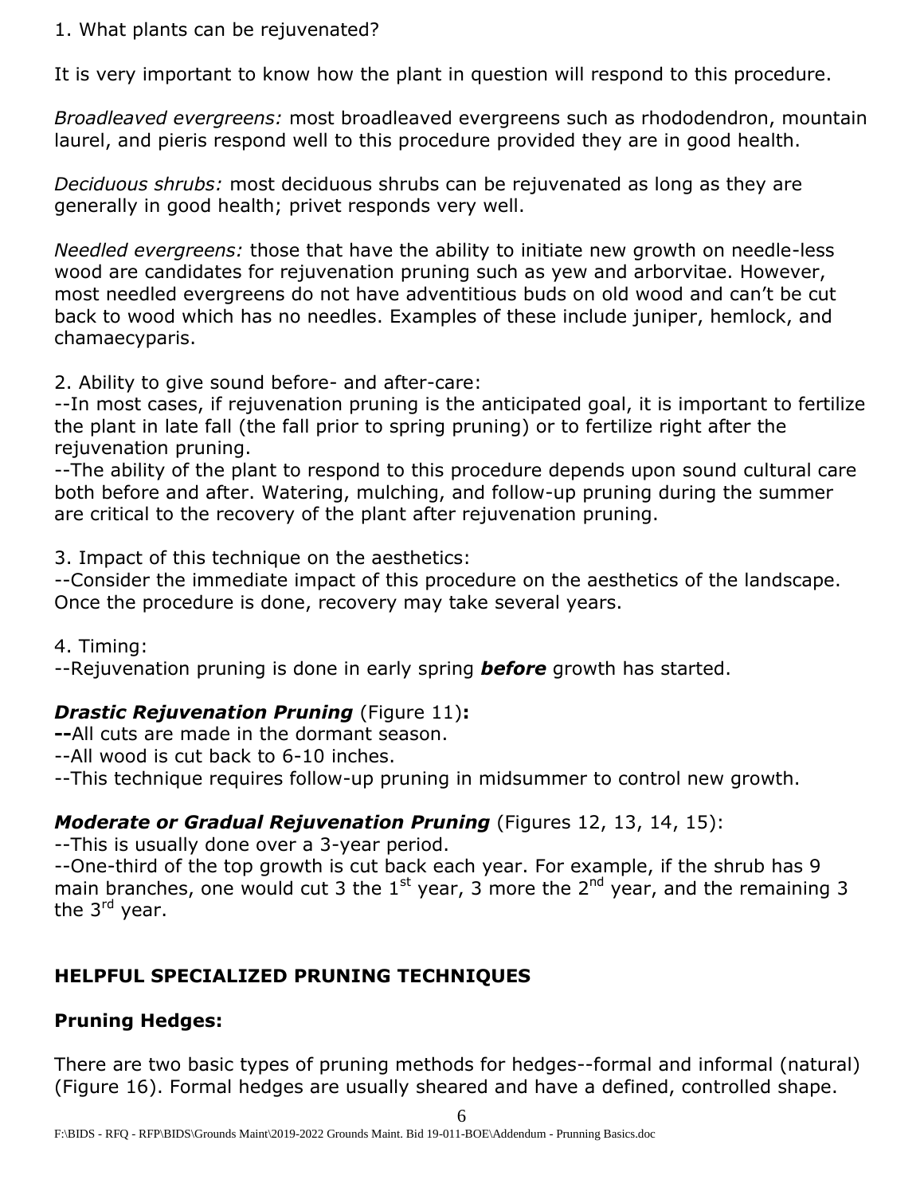1. What plants can be rejuvenated?

It is very important to know how the plant in question will respond to this procedure.

*Broadleaved evergreens:* most broadleaved evergreens such as rhododendron, mountain laurel, and pieris respond well to this procedure provided they are in good health.

*Deciduous shrubs:* most deciduous shrubs can be rejuvenated as long as they are generally in good health; privet responds very well.

*Needled evergreens:* those that have the ability to initiate new growth on needle-less wood are candidates for rejuvenation pruning such as yew and arborvitae. However, most needled evergreens do not have adventitious buds on old wood and can't be cut back to wood which has no needles. Examples of these include juniper, hemlock, and chamaecyparis.

2. Ability to give sound before- and after-care:
--In most cases, if rejuvenation pruning is the anticipated goal, it is important to fertilize the plant in late fall (the fall prior to spring pruning) or to fertilize right after the rejuvenation pruning.
--The ability of the plant to respond to this procedure depends upon sound cultural care both before and after. Watering, mulching, and follow-up pruning during the summer are critical to the recovery of the plant after rejuvenation pruning.

3. Impact of this technique on the aesthetics:
--Consider the immediate impact of this procedure on the aesthetics of the landscape. Once the procedure is done, recovery may take several years.

4. Timing:
--Rejuvenation pruning is done in early spring ***before*** growth has started.

***Drastic Rejuvenation Pruning*** (Figure 11)**:**
**--**All cuts are made in the dormant season.
--All wood is cut back to 6-10 inches.
--This technique requires follow-up pruning in midsummer to control new growth.

***Moderate or Gradual Rejuvenation Pruning*** (Figures 12, 13, 14, 15):
--This is usually done over a 3-year period.
--One-third of the top growth is cut back each year. For example, if the shrub has 9 main branches, one would cut 3 the 1st year, 3 more the 2nd year, and the remaining 3 the 3rd year.

## HELPFUL SPECIALIZED PRUNING TECHNIQUES

### Pruning Hedges:

There are two basic types of pruning methods for hedges--formal and informal (natural) (Figure 16). Formal hedges are usually sheared and have a defined, controlled shape.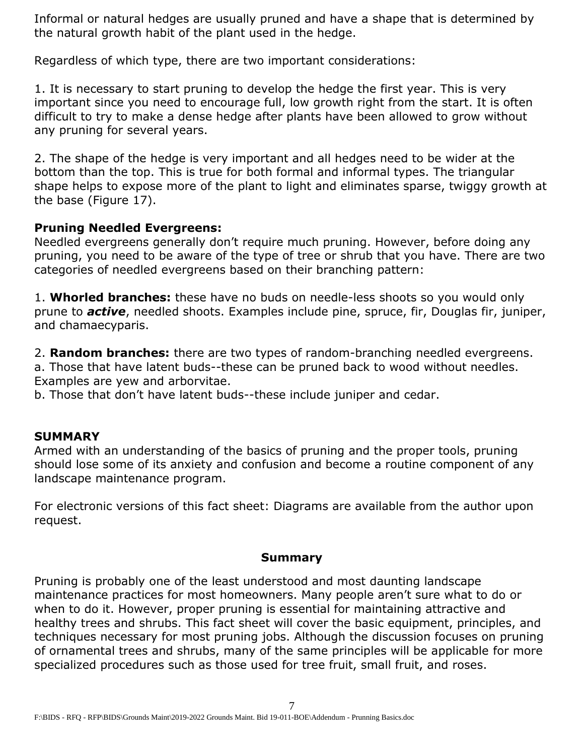Informal or natural hedges are usually pruned and have a shape that is determined by the natural growth habit of the plant used in the hedge.

Regardless of which type, there are two important considerations:

1. It is necessary to start pruning to develop the hedge the first year. This is very important since you need to encourage full, low growth right from the start. It is often difficult to try to make a dense hedge after plants have been allowed to grow without any pruning for several years.

2. The shape of the hedge is very important and all hedges need to be wider at the bottom than the top. This is true for both formal and informal types. The triangular shape helps to expose more of the plant to light and eliminates sparse, twiggy growth at the base (Figure 17).

**Pruning Needled Evergreens:**
Needled evergreens generally don't require much pruning. However, before doing any pruning, you need to be aware of the type of tree or shrub that you have. There are two categories of needled evergreens based on their branching pattern:

1. **Whorled branches:** these have no buds on needle-less shoots so you would only prune to ***active***, needled shoots. Examples include pine, spruce, fir, Douglas fir, juniper, and chamaecyparis.

2. **Random branches:** there are two types of random-branching needled evergreens.
a. Those that have latent buds--these can be pruned back to wood without needles. Examples are yew and arborvitae.
b. Those that don't have latent buds--these include juniper and cedar.

## SUMMARY

Armed with an understanding of the basics of pruning and the proper tools, pruning should lose some of its anxiety and confusion and become a routine component of any landscape maintenance program.

For electronic versions of this fact sheet: Diagrams are available from the author upon request.

## Summary

Pruning is probably one of the least understood and most daunting landscape maintenance practices for most homeowners. Many people aren't sure what to do or when to do it. However, proper pruning is essential for maintaining attractive and healthy trees and shrubs. This fact sheet will cover the basic equipment, principles, and techniques necessary for most pruning jobs. Although the discussion focuses on pruning of ornamental trees and shrubs, many of the same principles will be applicable for more specialized procedures such as those used for tree fruit, small fruit, and roses.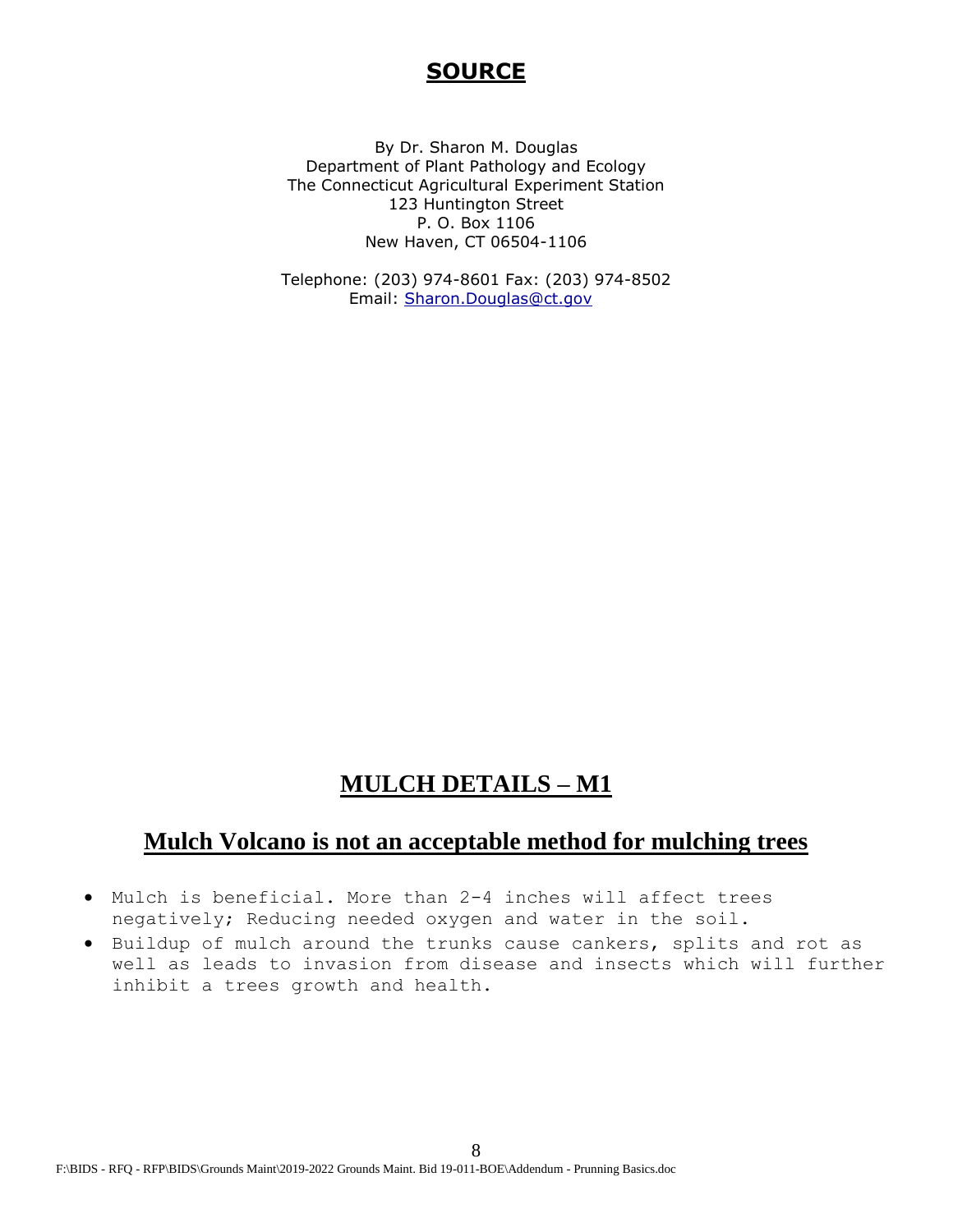## SOURCE

By Dr. Sharon M. Douglas
Department of Plant Pathology and Ecology
The Connecticut Agricultural Experiment Station
123 Huntington Street
P. O. Box 1106
New Haven, CT 06504-1106

Telephone: (203) 974-8601 Fax: (203) 974-8502
Email: [Sharon.Douglas@ct.gov](mailto:Sharon.Douglas@ct.gov)

## MULCH DETAILS – M1

## Mulch Volcano is not an acceptable method for mulching trees

- Mulch is beneficial. More than 2-4 inches will affect trees negatively; Reducing needed oxygen and water in the soil.
- Buildup of mulch around the trunks cause cankers, splits and rot as well as leads to invasion from disease and insects which will further inhibit a trees growth and health.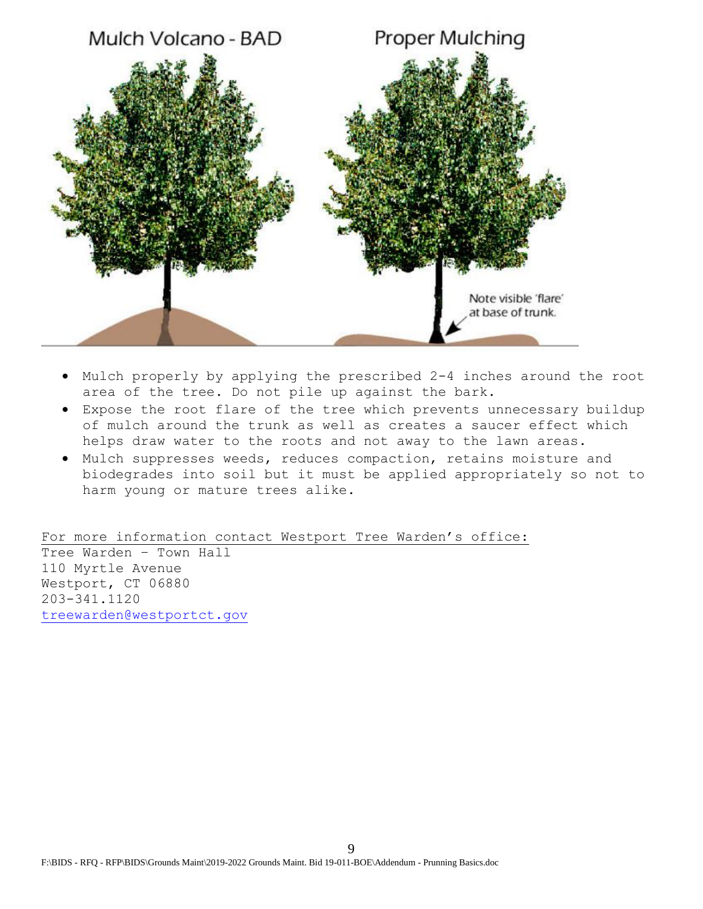Mulch Volcano - BAD

Proper Mulching

Note visible 'flare' at base of trunk.

- Mulch properly by applying the prescribed 2-4 inches around the root area of the tree. Do not pile up against the bark.
- Expose the root flare of the tree which prevents unnecessary buildup of mulch around the trunk as well as creates a saucer effect which helps draw water to the roots and not away to the lawn areas.
- Mulch suppresses weeds, reduces compaction, retains moisture and biodegrades into soil but it must be applied appropriately so not to harm young or mature trees alike.

For more information contact Westport Tree Warden's office:

Tree Warden – Town Hall
110 Myrtle Avenue
Westport, CT 06880
203-341.1120
treewarden@westportct.gov